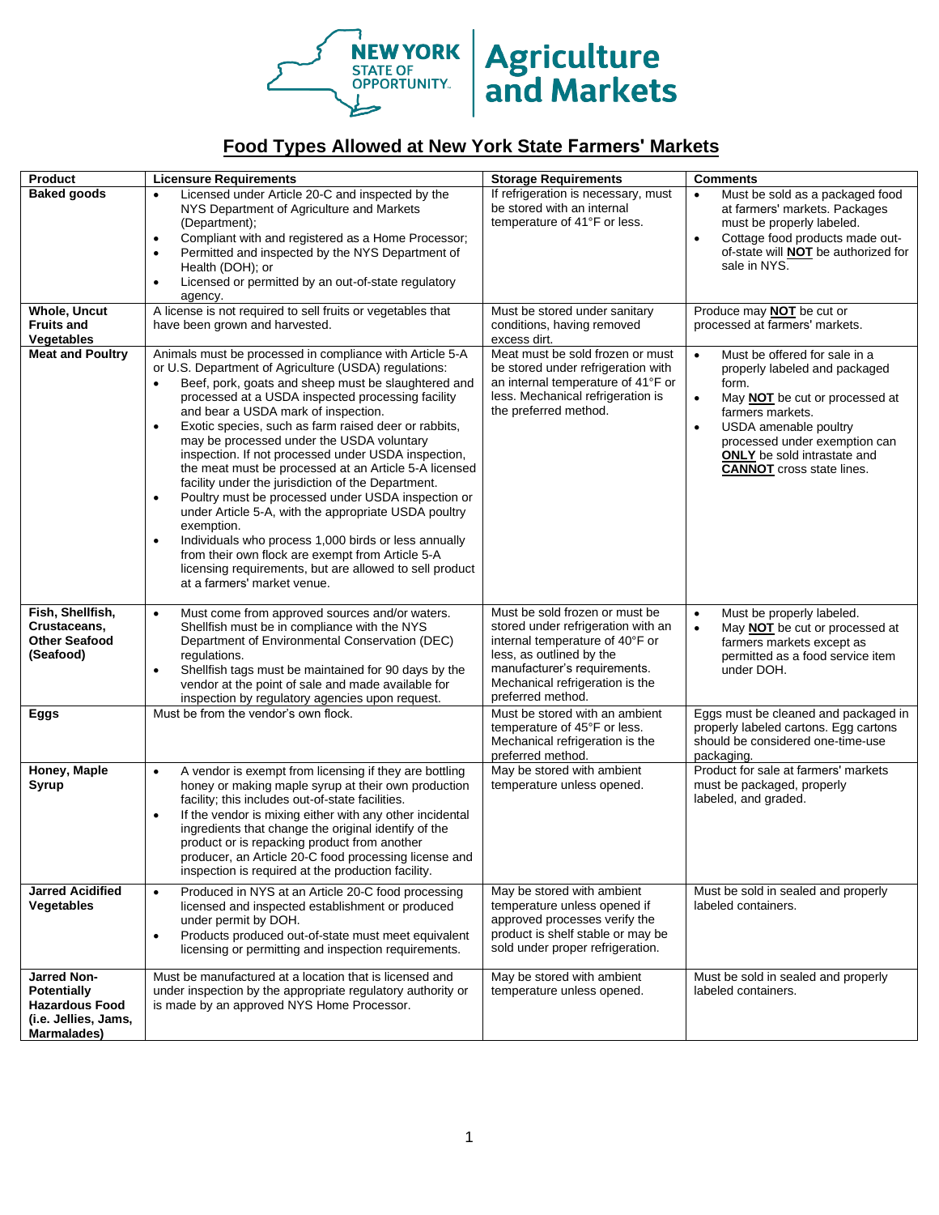NEW YORK STATE OF OPPORTUNITY. | Agriculture and Markets

# Food Types Allowed at New York State Farmers' Markets

| Product | Licensure Requirements | Storage Requirements | Comments |
|---|---|---|---|
| **Baked goods** | • Licensed under Article 20-C and inspected by the NYS Department of Agriculture and Markets (Department);<br>• Compliant with and registered as a Home Processor;<br>• Permitted and inspected by the NYS Department of Health (DOH); or<br>• Licensed or permitted by an out-of-state regulatory agency. | If refrigeration is necessary, must be stored with an internal temperature of 41°F or less. | • Must be sold as a packaged food at farmers' markets. Packages must be properly labeled.<br>• Cottage food products made out-of-state will **NOT** be authorized for sale in NYS. |
| **Whole, Uncut Fruits and Vegetables** | A license is not required to sell fruits or vegetables that have been grown and harvested. | Must be stored under sanitary conditions, having removed excess dirt. | Produce may **NOT** be cut or processed at farmers' markets. |
| **Meat and Poultry** | Animals must be processed in compliance with Article 5-A or U.S. Department of Agriculture (USDA) regulations:<br>• Beef, pork, goats and sheep must be slaughtered and processed at a USDA inspected processing facility and bear a USDA mark of inspection.<br>• Exotic species, such as farm raised deer or rabbits, may be processed under the USDA voluntary inspection. If not processed under USDA inspection, the meat must be processed at an Article 5-A licensed facility under the jurisdiction of the Department.<br>• Poultry must be processed under USDA inspection or under Article 5-A, with the appropriate USDA poultry exemption.<br>• Individuals who process 1,000 birds or less annually from their own flock are exempt from Article 5-A licensing requirements, but are allowed to sell product at a farmers' market venue. | Meat must be sold frozen or must be stored under refrigeration with an internal temperature of 41°F or less. Mechanical refrigeration is the preferred method. | • Must be offered for sale in a properly labeled and packaged form.<br>• May **NOT** be cut or processed at farmers markets.<br>• USDA amenable poultry processed under exemption can **ONLY** be sold intrastate and **CANNOT** cross state lines. |
| **Fish, Shellfish, Crustaceans, Other Seafood (Seafood)** | • Must come from approved sources and/or waters. Shellfish must be in compliance with the NYS Department of Environmental Conservation (DEC) regulations.<br>• Shellfish tags must be maintained for 90 days by the vendor at the point of sale and made available for inspection by regulatory agencies upon request. | Must be sold frozen or must be stored under refrigeration with an internal temperature of 40°F or less, as outlined by the manufacturer's requirements. Mechanical refrigeration is the preferred method. | • Must be properly labeled.<br>• May **NOT** be cut or processed at farmers markets except as permitted as a food service item under DOH. |
| **Eggs** | Must be from the vendor's own flock. | Must be stored with an ambient temperature of 45°F or less. Mechanical refrigeration is the preferred method. | Eggs must be cleaned and packaged in properly labeled cartons. Egg cartons should be considered one-time-use packaging. |
| **Honey, Maple Syrup** | • A vendor is exempt from licensing if they are bottling honey or making maple syrup at their own production facility; this includes out-of-state facilities.<br>• If the vendor is mixing either with any other incidental ingredients that change the original identify of the product or is repacking product from another producer, an Article 20-C food processing license and inspection is required at the production facility. | May be stored with ambient temperature unless opened. | Product for sale at farmers' markets must be packaged, properly labeled, and graded. |
| **Jarred Acidified Vegetables** | • Produced in NYS at an Article 20-C food processing licensed and inspected establishment or produced under permit by DOH.<br>• Products produced out-of-state must meet equivalent licensing or permitting and inspection requirements. | May be stored with ambient temperature unless opened if approved processes verify the product is shelf stable or may be sold under proper refrigeration. | Must be sold in sealed and properly labeled containers. |
| **Jarred Non-Potentially Hazardous Food (i.e. Jellies, Jams, Marmalades)** | Must be manufactured at a location that is licensed and under inspection by the appropriate regulatory authority or is made by an approved NYS Home Processor. | May be stored with ambient temperature unless opened. | Must be sold in sealed and properly labeled containers. |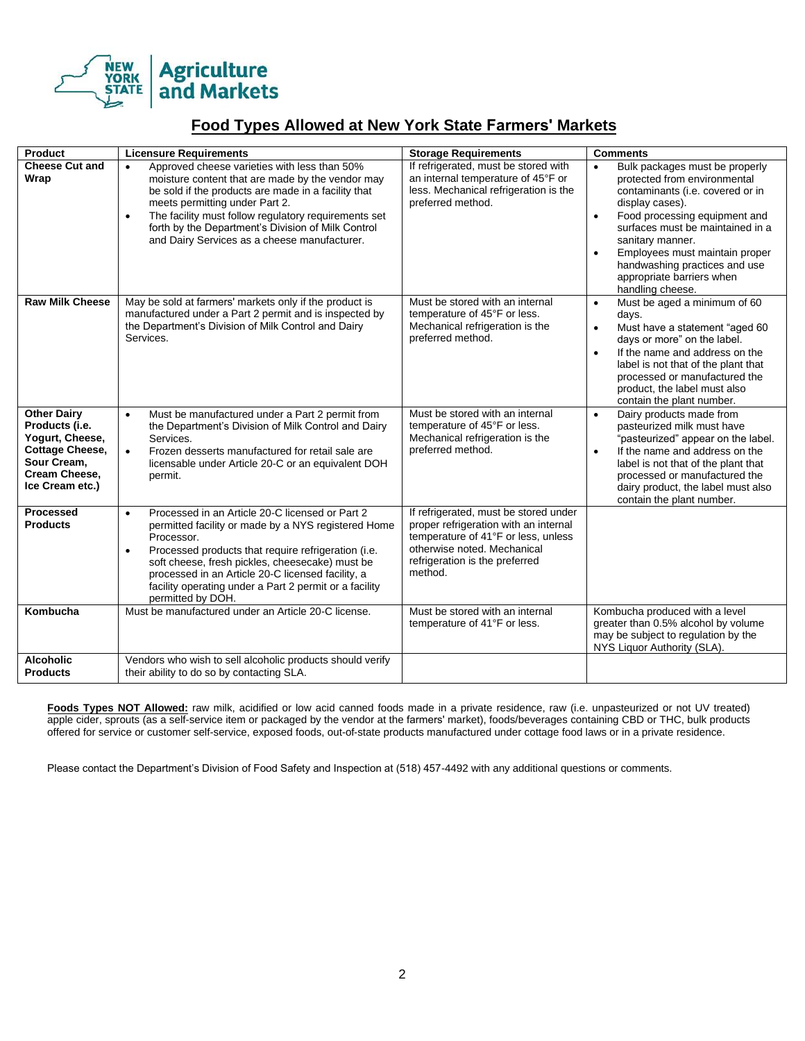## Food Types Allowed at New York State Farmers' Markets

| Product | Licensure Requirements | Storage Requirements | Comments |
|---|---|---|---|
| **Cheese Cut and Wrap** | • Approved cheese varieties with less than 50% moisture content that are made by the vendor may be sold if the products are made in a facility that meets permitting under Part 2.<br>• The facility must follow regulatory requirements set forth by the Department's Division of Milk Control and Dairy Services as a cheese manufacturer. | If refrigerated, must be stored with an internal temperature of 45°F or less. Mechanical refrigeration is the preferred method. | • Bulk packages must be properly protected from environmental contaminants (i.e. covered or in display cases).<br>• Food processing equipment and surfaces must be maintained in a sanitary manner.<br>• Employees must maintain proper handwashing practices and use appropriate barriers when handling cheese. |
| **Raw Milk Cheese** | May be sold at farmers' markets only if the product is manufactured under a Part 2 permit and is inspected by the Department's Division of Milk Control and Dairy Services. | Must be stored with an internal temperature of 45°F or less. Mechanical refrigeration is the preferred method. | • Must be aged a minimum of 60 days.<br>• Must have a statement "aged 60 days or more" on the label.<br>• If the name and address on the label is not that of the plant that processed or manufactured the product, the label must also contain the plant number. |
| **Other Dairy Products (i.e. Yogurt, Cheese, Cottage Cheese, Sour Cream, Cream Cheese, Ice Cream etc.)** | • Must be manufactured under a Part 2 permit from the Department's Division of Milk Control and Dairy Services.<br>• Frozen desserts manufactured for retail sale are licensable under Article 20-C or an equivalent DOH permit. | Must be stored with an internal temperature of 45°F or less. Mechanical refrigeration is the preferred method. | • Dairy products made from pasteurized milk must have "pasteurized" appear on the label.<br>• If the name and address on the label is not that of the plant that processed or manufactured the dairy product, the label must also contain the plant number. |
| **Processed Products** | • Processed in an Article 20-C licensed or Part 2 permitted facility or made by a NYS registered Home Processor.<br>• Processed products that require refrigeration (i.e. soft cheese, fresh pickles, cheesecake) must be processed in an Article 20-C licensed facility, a facility operating under a Part 2 permit or a facility permitted by DOH. | If refrigerated, must be stored under proper refrigeration with an internal temperature of 41°F or less, unless otherwise noted. Mechanical refrigeration is the preferred method. | |
| **Kombucha** | Must be manufactured under an Article 20-C license. | Must be stored with an internal temperature of 41°F or less. | Kombucha produced with a level greater than 0.5% alcohol by volume may be subject to regulation by the NYS Liquor Authority (SLA). |
| **Alcoholic Products** | Vendors who wish to sell alcoholic products should verify their ability to do so by contacting SLA. | | |

**Foods Types NOT Allowed:** raw milk, acidified or low acid canned foods made in a private residence, raw (i.e. unpasteurized or not UV treated) apple cider, sprouts (as a self-service item or packaged by the vendor at the farmers' market), foods/beverages containing CBD or THC, bulk products offered for service or customer self-service, exposed foods, out-of-state products manufactured under cottage food laws or in a private residence.

Please contact the Department's Division of Food Safety and Inspection at (518) 457-4492 with any additional questions or comments.